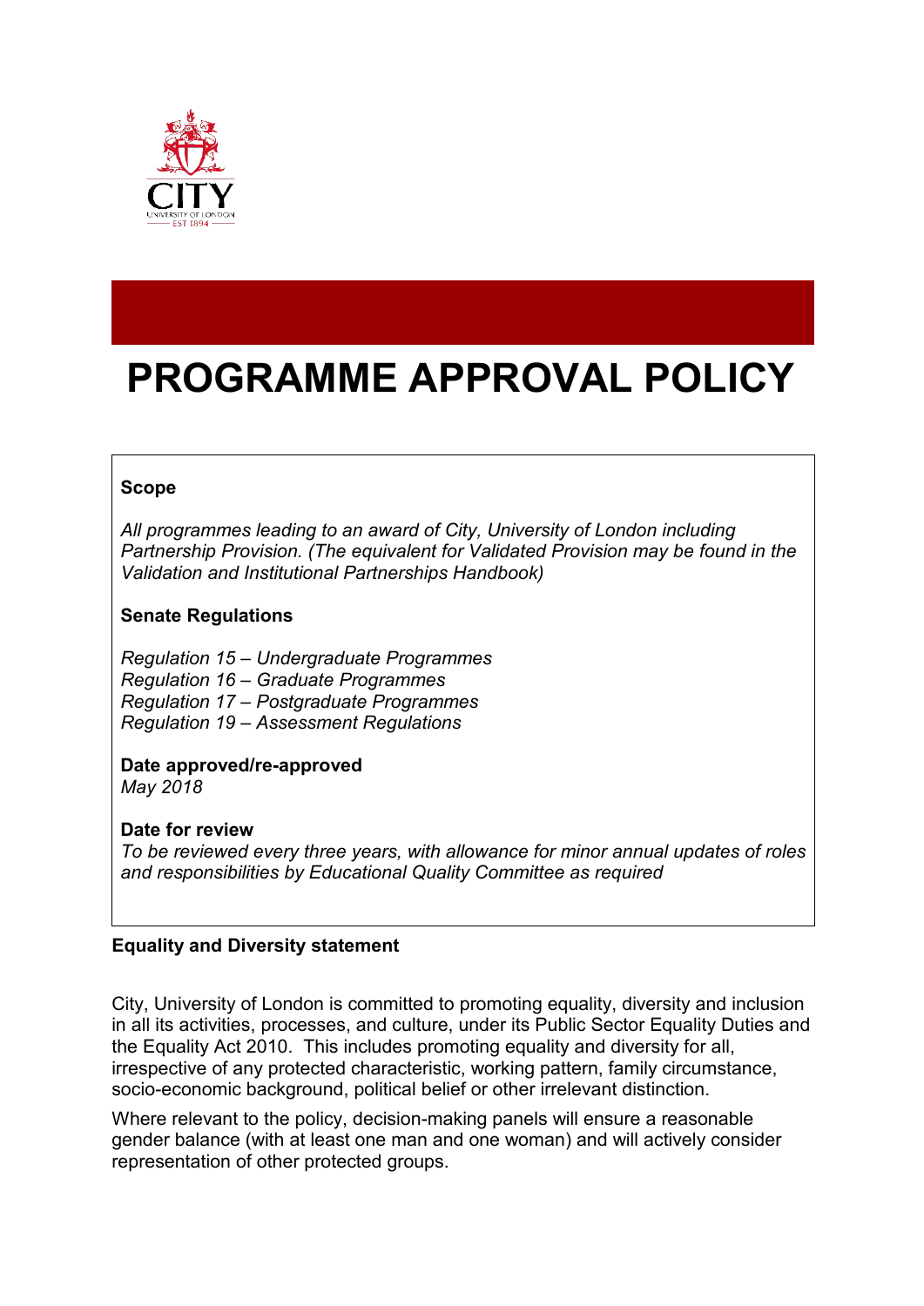# PROGRAMME APPROVAL POLICY

**Scope**

*All programmes leading to an award of City, University of London including Partnership Provision. (The equivalent for Validated Provision may be found in the Validation and Institutional Partnerships Handbook)*

**Senate Regulations**

*Regulation 15 – Undergraduate Programmes*
*Regulation 16 – Graduate Programmes*
*Regulation 17 – Postgraduate Programmes*
*Regulation 19 – Assessment Regulations*

**Date approved/re-approved**
*May 2018*

**Date for review**
*To be reviewed every three years, with allowance for minor annual updates of roles and responsibilities by Educational Quality Committee as required*

**Equality and Diversity statement**

City, University of London is committed to promoting equality, diversity and inclusion in all its activities, processes, and culture, under its Public Sector Equality Duties and the Equality Act 2010. This includes promoting equality and diversity for all, irrespective of any protected characteristic, working pattern, family circumstance, socio-economic background, political belief or other irrelevant distinction.

Where relevant to the policy, decision-making panels will ensure a reasonable gender balance (with at least one man and one woman) and will actively consider representation of other protected groups.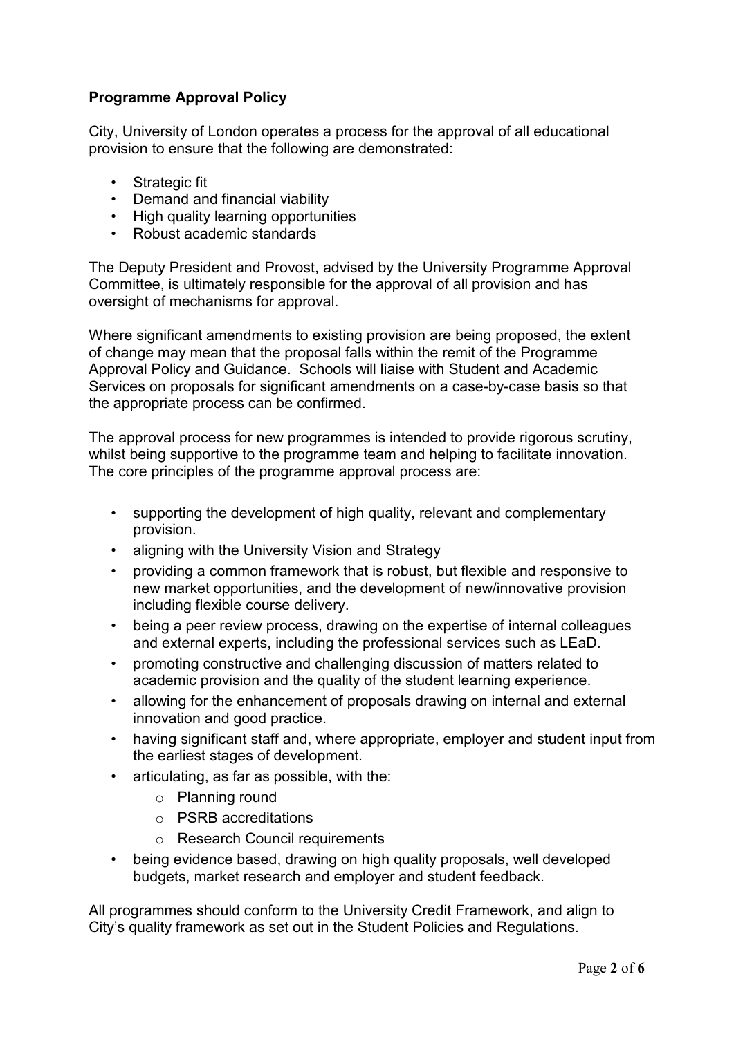**Programme Approval Policy**

City, University of London operates a process for the approval of all educational provision to ensure that the following are demonstrated:

- Strategic fit
- Demand and financial viability
- High quality learning opportunities
- Robust academic standards

The Deputy President and Provost, advised by the University Programme Approval Committee, is ultimately responsible for the approval of all provision and has oversight of mechanisms for approval.

Where significant amendments to existing provision are being proposed, the extent of change may mean that the proposal falls within the remit of the Programme Approval Policy and Guidance. Schools will liaise with Student and Academic Services on proposals for significant amendments on a case-by-case basis so that the appropriate process can be confirmed.

The approval process for new programmes is intended to provide rigorous scrutiny, whilst being supportive to the programme team and helping to facilitate innovation. The core principles of the programme approval process are:

- supporting the development of high quality, relevant and complementary provision.
- aligning with the University Vision and Strategy
- providing a common framework that is robust, but flexible and responsive to new market opportunities, and the development of new/innovative provision including flexible course delivery.
- being a peer review process, drawing on the expertise of internal colleagues and external experts, including the professional services such as LEaD.
- promoting constructive and challenging discussion of matters related to academic provision and the quality of the student learning experience.
- allowing for the enhancement of proposals drawing on internal and external innovation and good practice.
- having significant staff and, where appropriate, employer and student input from the earliest stages of development.
- articulating, as far as possible, with the:
    - Planning round
    - PSRB accreditations
    - Research Council requirements
- being evidence based, drawing on high quality proposals, well developed budgets, market research and employer and student feedback.

All programmes should conform to the University Credit Framework, and align to City's quality framework as set out in the Student Policies and Regulations.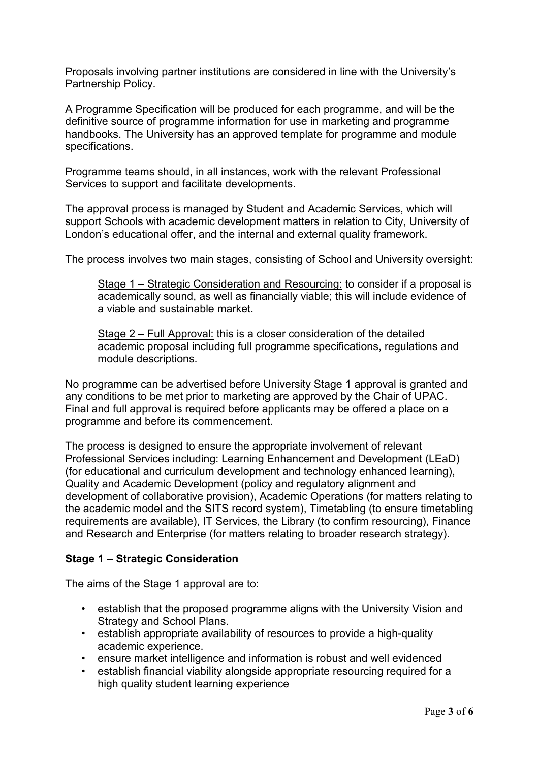Proposals involving partner institutions are considered in line with the University's Partnership Policy.

A Programme Specification will be produced for each programme, and will be the definitive source of programme information for use in marketing and programme handbooks. The University has an approved template for programme and module specifications.

Programme teams should, in all instances, work with the relevant Professional Services to support and facilitate developments.

The approval process is managed by Student and Academic Services, which will support Schools with academic development matters in relation to City, University of London's educational offer, and the internal and external quality framework.

The process involves two main stages, consisting of School and University oversight:

> Stage 1 – Strategic Consideration and Resourcing: to consider if a proposal is academically sound, as well as financially viable; this will include evidence of a viable and sustainable market.
>
> Stage 2 – Full Approval: this is a closer consideration of the detailed academic proposal including full programme specifications, regulations and module descriptions.

No programme can be advertised before University Stage 1 approval is granted and any conditions to be met prior to marketing are approved by the Chair of UPAC. Final and full approval is required before applicants may be offered a place on a programme and before its commencement.

The process is designed to ensure the appropriate involvement of relevant Professional Services including: Learning Enhancement and Development (LEaD) (for educational and curriculum development and technology enhanced learning), Quality and Academic Development (policy and regulatory alignment and development of collaborative provision), Academic Operations (for matters relating to the academic model and the SITS record system), Timetabling (to ensure timetabling requirements are available), IT Services, the Library (to confirm resourcing), Finance and Research and Enterprise (for matters relating to broader research strategy).

**Stage 1 – Strategic Consideration**

The aims of the Stage 1 approval are to:

- establish that the proposed programme aligns with the University Vision and Strategy and School Plans.
- establish appropriate availability of resources to provide a high-quality academic experience.
- ensure market intelligence and information is robust and well evidenced
- establish financial viability alongside appropriate resourcing required for a high quality student learning experience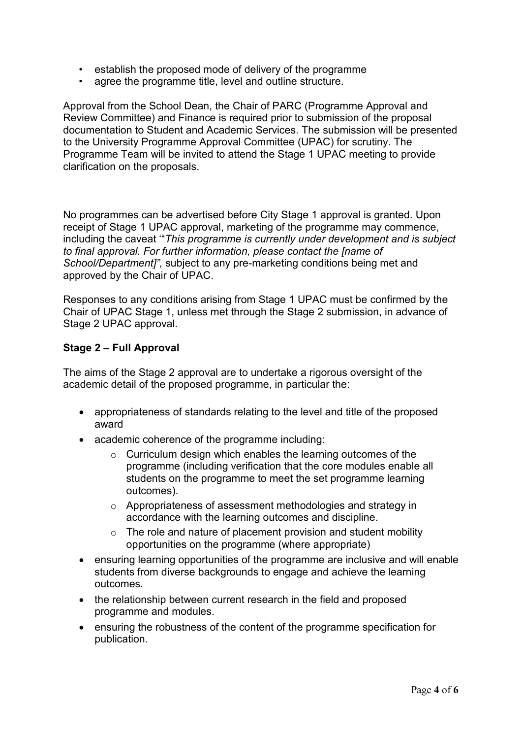- establish the proposed mode of delivery of the programme
- agree the programme title, level and outline structure.

Approval from the School Dean, the Chair of PARC (Programme Approval and Review Committee) and Finance is required prior to submission of the proposal documentation to Student and Academic Services. The submission will be presented to the University Programme Approval Committee (UPAC) for scrutiny. The Programme Team will be invited to attend the Stage 1 UPAC meeting to provide clarification on the proposals.

No programmes can be advertised before City Stage 1 approval is granted. Upon receipt of Stage 1 UPAC approval, marketing of the programme may commence, including the caveat '"*This programme is currently under development and is subject to final approval. For further information, please contact the [name of School/Department]",* subject to any pre-marketing conditions being met and approved by the Chair of UPAC.

Responses to any conditions arising from Stage 1 UPAC must be confirmed by the Chair of UPAC Stage 1, unless met through the Stage 2 submission, in advance of Stage 2 UPAC approval.

**Stage 2 – Full Approval**

The aims of the Stage 2 approval are to undertake a rigorous oversight of the academic detail of the proposed programme, in particular the:

- appropriateness of standards relating to the level and title of the proposed award
- academic coherence of the programme including:
  - Curriculum design which enables the learning outcomes of the programme (including verification that the core modules enable all students on the programme to meet the set programme learning outcomes).
  - Appropriateness of assessment methodologies and strategy in accordance with the learning outcomes and discipline.
  - The role and nature of placement provision and student mobility opportunities on the programme (where appropriate)
- ensuring learning opportunities of the programme are inclusive and will enable students from diverse backgrounds to engage and achieve the learning outcomes.
- the relationship between current research in the field and proposed programme and modules.
- ensuring the robustness of the content of the programme specification for publication.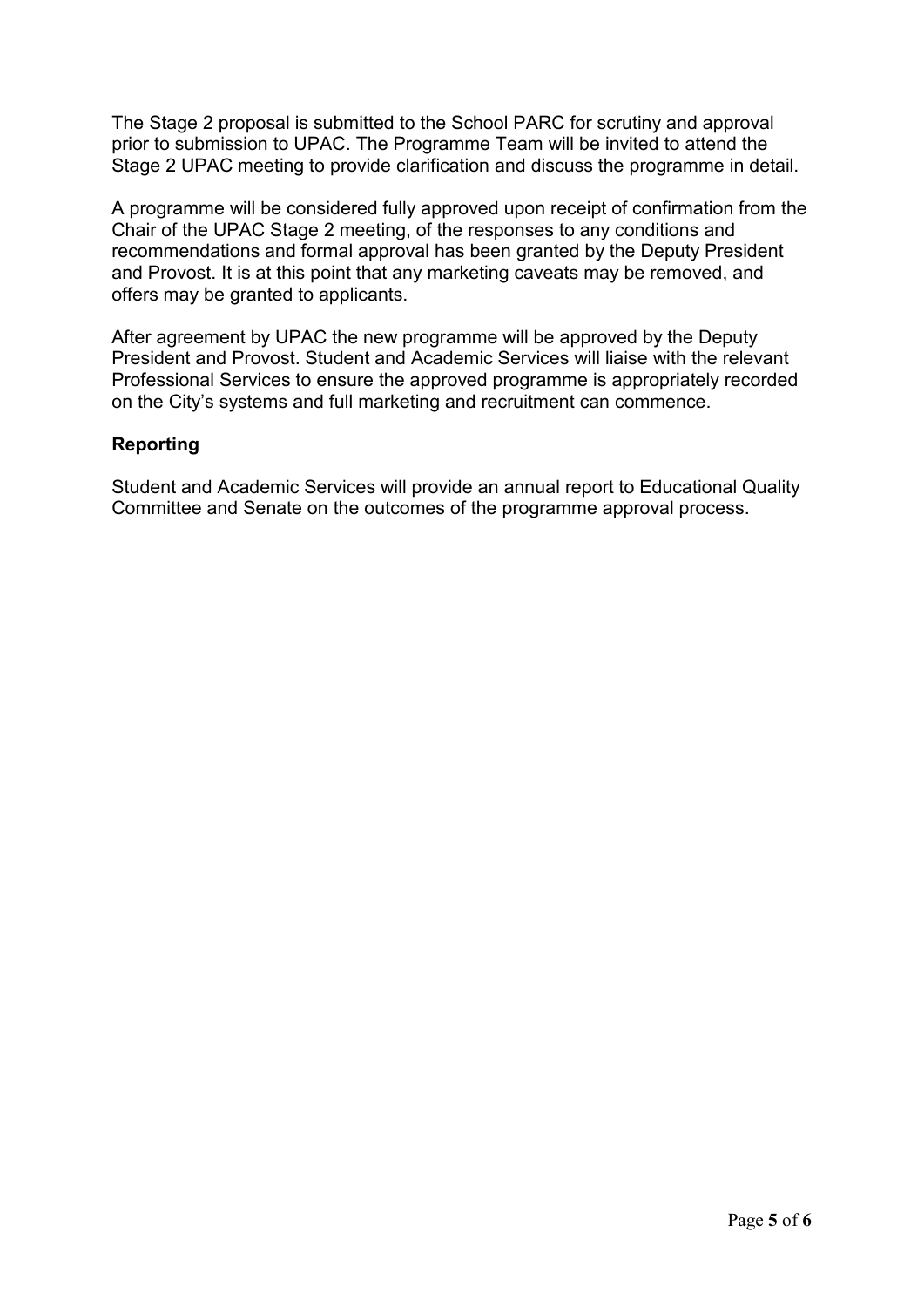The Stage 2 proposal is submitted to the School PARC for scrutiny and approval prior to submission to UPAC. The Programme Team will be invited to attend the Stage 2 UPAC meeting to provide clarification and discuss the programme in detail.

A programme will be considered fully approved upon receipt of confirmation from the Chair of the UPAC Stage 2 meeting, of the responses to any conditions and recommendations and formal approval has been granted by the Deputy President and Provost. It is at this point that any marketing caveats may be removed, and offers may be granted to applicants.

After agreement by UPAC the new programme will be approved by the Deputy President and Provost. Student and Academic Services will liaise with the relevant Professional Services to ensure the approved programme is appropriately recorded on the City's systems and full marketing and recruitment can commence.

**Reporting**

Student and Academic Services will provide an annual report to Educational Quality Committee and Senate on the outcomes of the programme approval process.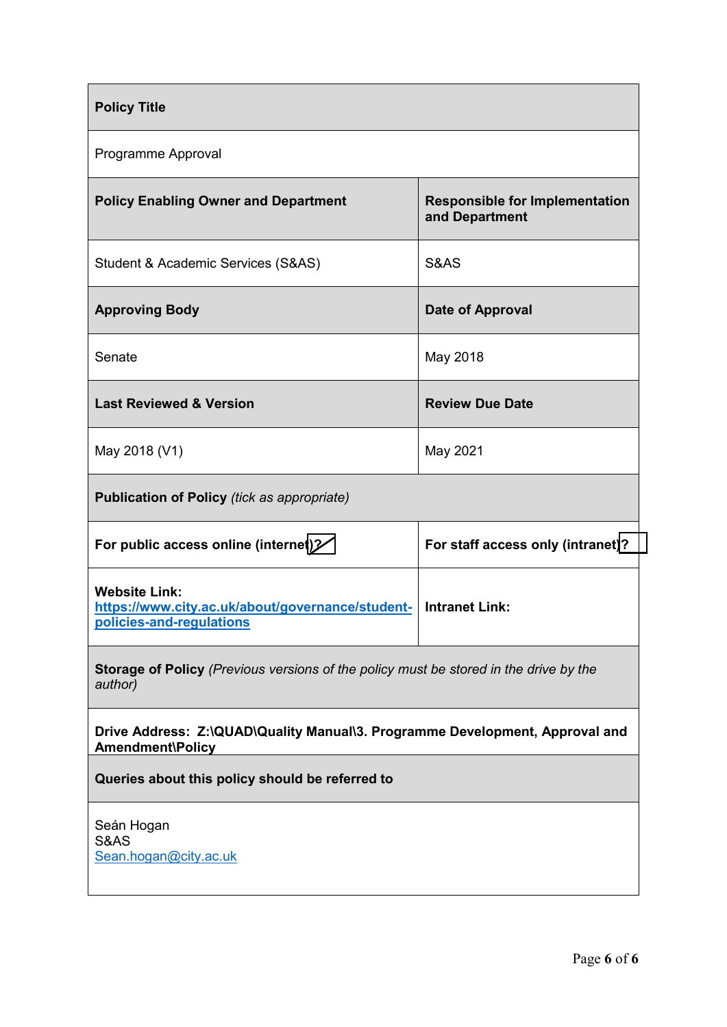| | |
|---|---|
| **Policy Title** | |
| Programme Approval | |
| **Policy Enabling Owner and Department** | **Responsible for Implementation and Department** |
| Student & Academic Services (S&AS) | S&AS |
| **Approving Body** | **Date of Approval** |
| Senate | May 2018 |
| **Last Reviewed & Version** | **Review Due Date** |
| May 2018 (V1) | May 2021 |
| **Publication of Policy** *(tick as appropriate)* | |
| **For public access online (internet)?** ☒ | **For staff access only (intranet)?** ☐ |
| **Website Link:** [https://www.city.ac.uk/about/governance/student-policies-and-regulations](https://www.city.ac.uk/about/governance/student-policies-and-regulations) | **Intranet Link:** |
| **Storage of Policy** *(Previous versions of the policy must be stored in the drive by the author)* | |
| **Drive Address: Z:\QUAD\Quality Manual\3. Programme Development, Approval and Amendment\Policy** | |
| **Queries about this policy should be referred to** | |
| Seán Hogan<br>S&AS<br>[Sean.hogan@city.ac.uk](mailto:Sean.hogan@city.ac.uk) | |